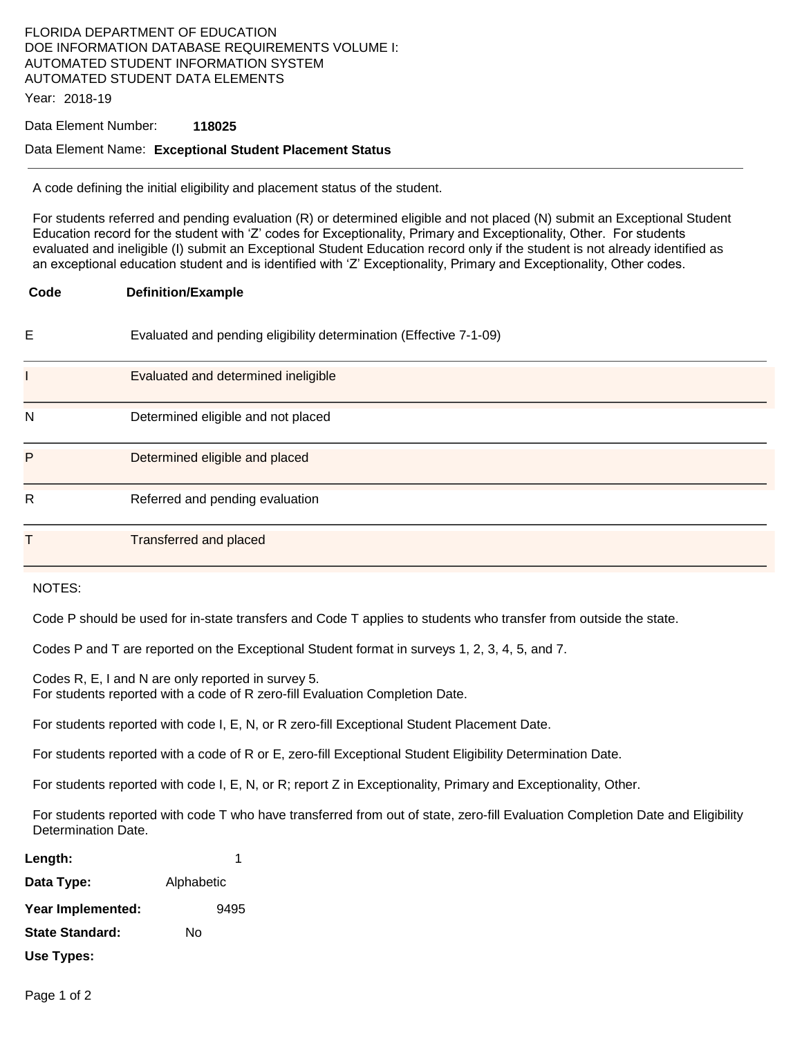FLORIDA DEPARTMENT OF EDUCATION
DOE INFORMATION DATABASE REQUIREMENTS VOLUME I:
AUTOMATED STUDENT INFORMATION SYSTEM
AUTOMATED STUDENT DATA ELEMENTS

Year: 2018-19

Data Element Number: **118025**

Data Element Name: **Exceptional Student Placement Status**

---

A code defining the initial eligibility and placement status of the student.

For students referred and pending evaluation (R) or determined eligible and not placed (N) submit an Exceptional Student Education record for the student with 'Z' codes for Exceptionality, Primary and Exceptionality, Other. For students evaluated and ineligible (I) submit an Exceptional Student Education record only if the student is not already identified as an exceptional education student and is identified with 'Z' Exceptionality, Primary and Exceptionality, Other codes.

| Code | Definition/Example |
|---|---|
| E | Evaluated and pending eligibility determination (Effective 7-1-09) |
| I | Evaluated and determined ineligible |
| N | Determined eligible and not placed |
| P | Determined eligible and placed |
| R | Referred and pending evaluation |
| T | Transferred and placed |

NOTES:

Code P should be used for in-state transfers and Code T applies to students who transfer from outside the state.

Codes P and T are reported on the Exceptional Student format in surveys 1, 2, 3, 4, 5, and 7.

Codes R, E, I and N are only reported in survey 5.
For students reported with a code of R zero-fill Evaluation Completion Date.

For students reported with code I, E, N, or R zero-fill Exceptional Student Placement Date.

For students reported with a code of R or E, zero-fill Exceptional Student Eligibility Determination Date.

For students reported with code I, E, N, or R; report Z in Exceptionality, Primary and Exceptionality, Other.

For students reported with code T who have transferred from out of state, zero-fill Evaluation Completion Date and Eligibility Determination Date.

**Length:** 1

**Data Type:** Alphabetic

**Year Implemented:** 9495

**State Standard:** No

**Use Types:**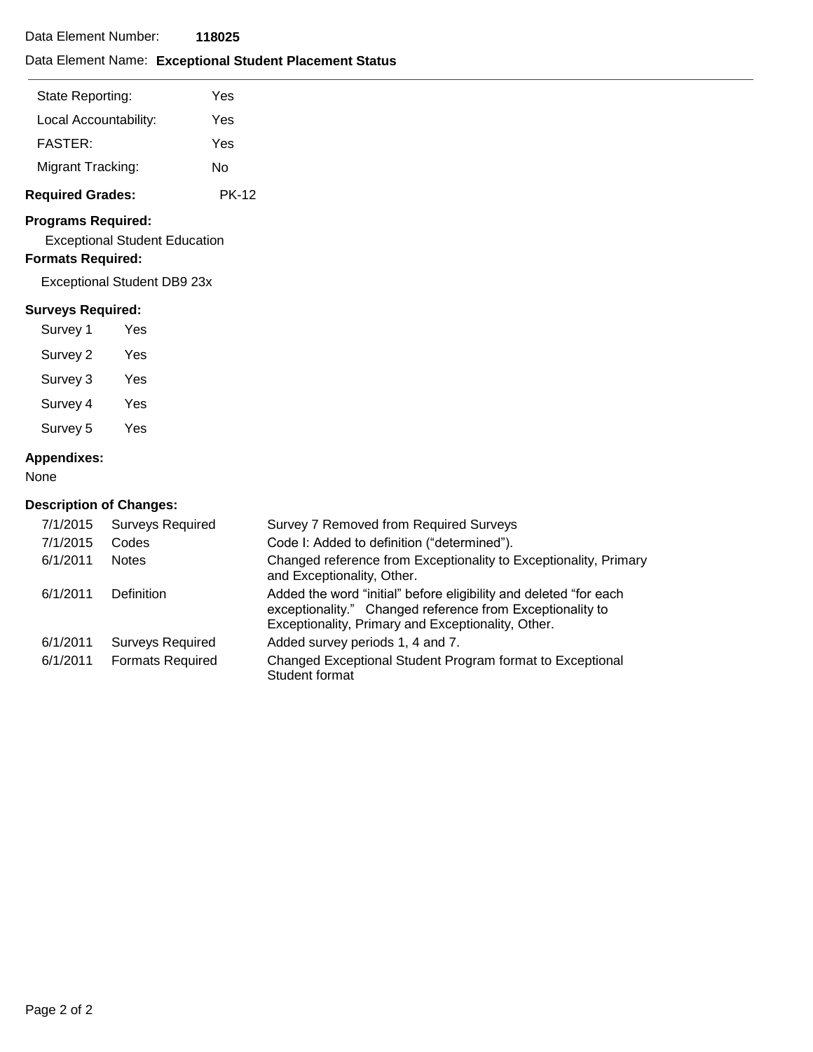Data Element Number: **118025**

Data Element Name: **Exceptional Student Placement Status**

| | |
|---|---|
| State Reporting: | Yes |
| Local Accountability: | Yes |
| FASTER: | Yes |
| Migrant Tracking: | No |

**Required Grades:** PK-12

**Programs Required:**

Exceptional Student Education

**Formats Required:**

Exceptional Student DB9 23x

**Surveys Required:**

| | |
|---|---|
| Survey 1 | Yes |
| Survey 2 | Yes |
| Survey 3 | Yes |
| Survey 4 | Yes |
| Survey 5 | Yes |

**Appendixes:**

None

**Description of Changes:**

| | | |
|---|---|---|
| 7/1/2015 | Surveys Required | Survey 7 Removed from Required Surveys |
| 7/1/2015 | Codes | Code I: Added to definition ("determined"). |
| 6/1/2011 | Notes | Changed reference from Exceptionality to Exceptionality, Primary and Exceptionality, Other. |
| 6/1/2011 | Definition | Added the word "initial" before eligibility and deleted "for each exceptionality." Changed reference from Exceptionality to Exceptionality, Primary and Exceptionality, Other. |
| 6/1/2011 | Surveys Required | Added survey periods 1, 4 and 7. |
| 6/1/2011 | Formats Required | Changed Exceptional Student Program format to Exceptional Student format |